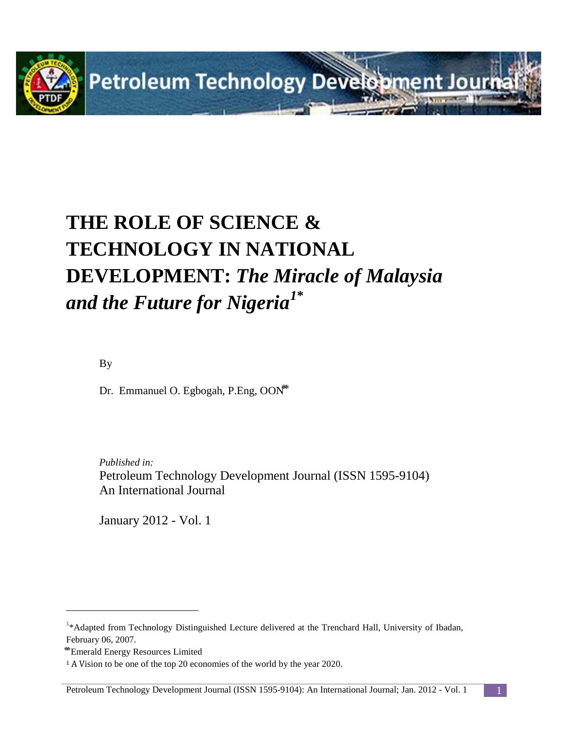# THE ROLE OF SCIENCE & TECHNOLOGY IN NATIONAL DEVELOPMENT: *The Miracle of Malaysia and the Future for Nigeria*[1*]

By

Dr. Emmanuel O. Egbogah, P.Eng, OON[**]

*Published in:*
Petroleum Technology Development Journal (ISSN 1595-9104)
An International Journal

January 2012 - Vol. 1

---

[1] *Adapted from Technology Distinguished Lecture delivered at the Trenchard Hall, University of Ibadan, February 06, 2007.

[**] Emerald Energy Resources Limited

[1] A Vision to be one of the top 20 economies of the world by the year 2020.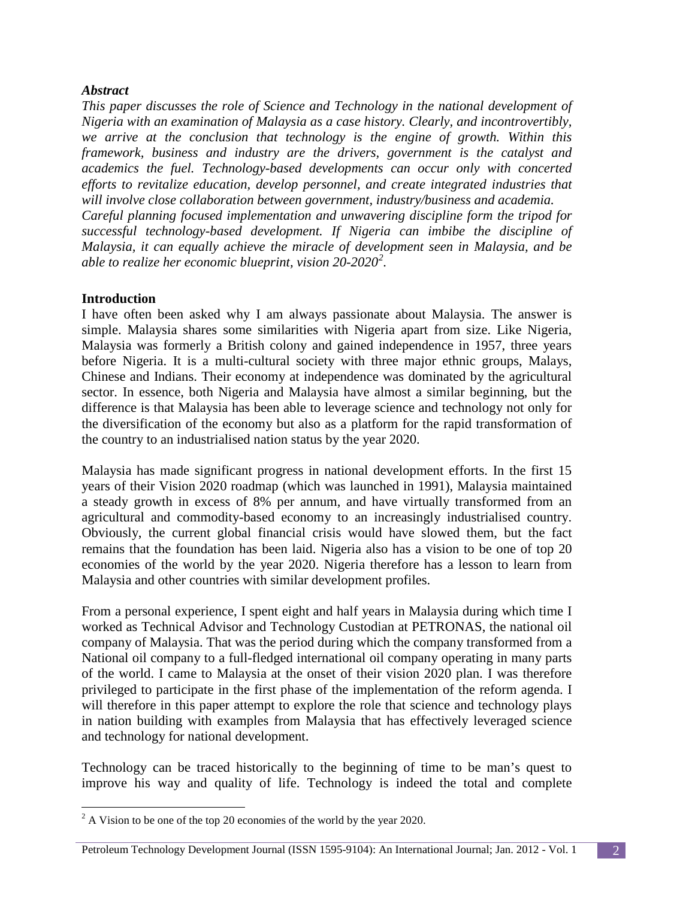***Abstract***

*This paper discusses the role of Science and Technology in the national development of Nigeria with an examination of Malaysia as a case history. Clearly, and incontrovertibly, we arrive at the conclusion that technology is the engine of growth. Within this framework, business and industry are the drivers, government is the catalyst and academics the fuel. Technology-based developments can occur only with concerted efforts to revitalize education, develop personnel, and create integrated industries that will involve close collaboration between government, industry/business and academia. Careful planning focused implementation and unwavering discipline form the tripod for successful technology-based development. If Nigeria can imbibe the discipline of Malaysia, it can equally achieve the miracle of development seen in Malaysia, and be able to realize her economic blueprint, vision 20-2020*[2]*.*

**Introduction**

I have often been asked why I am always passionate about Malaysia. The answer is simple. Malaysia shares some similarities with Nigeria apart from size. Like Nigeria, Malaysia was formerly a British colony and gained independence in 1957, three years before Nigeria. It is a multi-cultural society with three major ethnic groups, Malays, Chinese and Indians. Their economy at independence was dominated by the agricultural sector. In essence, both Nigeria and Malaysia have almost a similar beginning, but the difference is that Malaysia has been able to leverage science and technology not only for the diversification of the economy but also as a platform for the rapid transformation of the country to an industrialised nation status by the year 2020.

Malaysia has made significant progress in national development efforts. In the first 15 years of their Vision 2020 roadmap (which was launched in 1991), Malaysia maintained a steady growth in excess of 8% per annum, and have virtually transformed from an agricultural and commodity-based economy to an increasingly industrialised country. Obviously, the current global financial crisis would have slowed them, but the fact remains that the foundation has been laid. Nigeria also has a vision to be one of top 20 economies of the world by the year 2020. Nigeria therefore has a lesson to learn from Malaysia and other countries with similar development profiles.

From a personal experience, I spent eight and half years in Malaysia during which time I worked as Technical Advisor and Technology Custodian at PETRONAS, the national oil company of Malaysia. That was the period during which the company transformed from a National oil company to a full-fledged international oil company operating in many parts of the world. I came to Malaysia at the onset of their vision 2020 plan. I was therefore privileged to participate in the first phase of the implementation of the reform agenda. I will therefore in this paper attempt to explore the role that science and technology plays in nation building with examples from Malaysia that has effectively leveraged science and technology for national development.

Technology can be traced historically to the beginning of time to be man's quest to improve his way and quality of life. Technology is indeed the total and complete

[2] A Vision to be one of the top 20 economies of the world by the year 2020.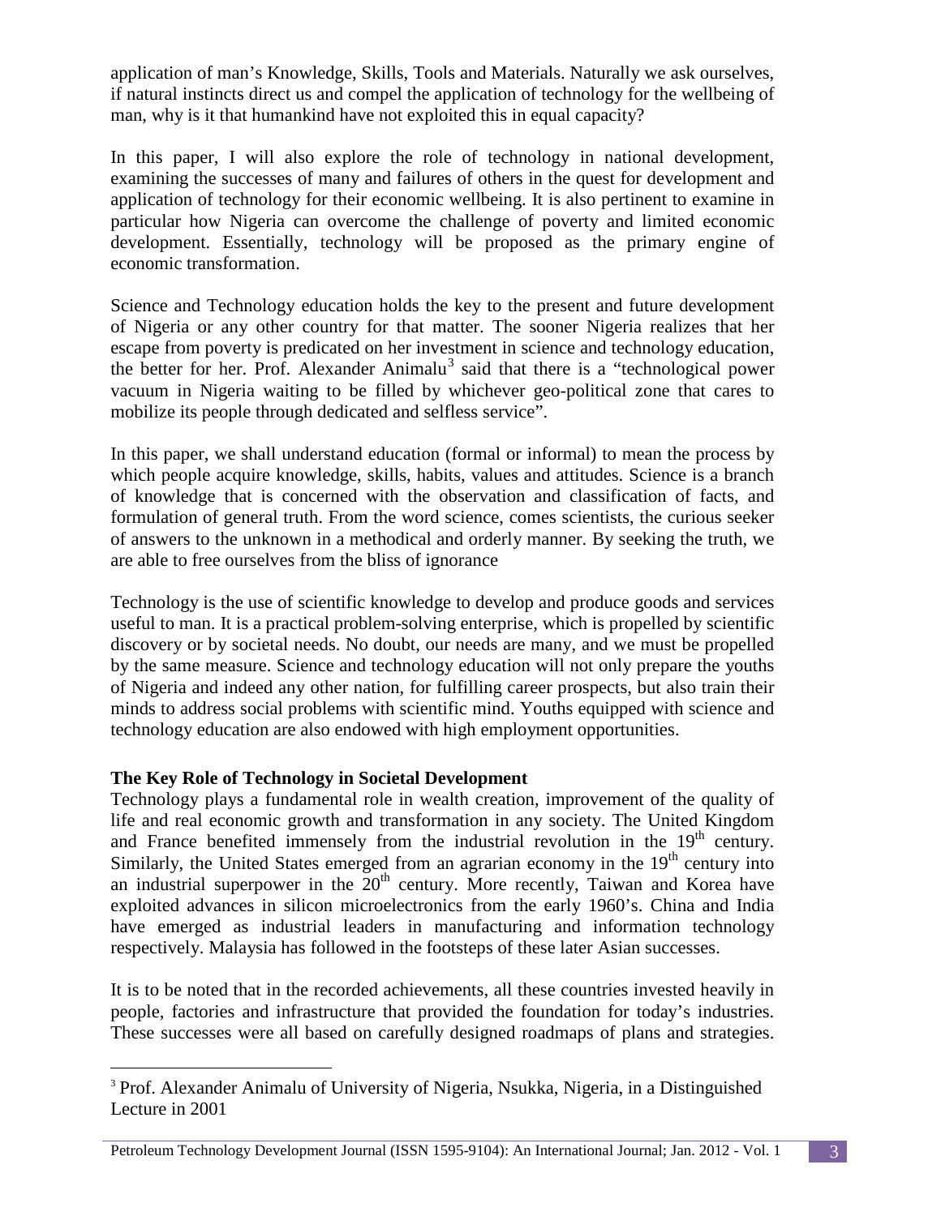application of man's Knowledge, Skills, Tools and Materials. Naturally we ask ourselves, if natural instincts direct us and compel the application of technology for the wellbeing of man, why is it that humankind have not exploited this in equal capacity?

In this paper, I will also explore the role of technology in national development, examining the successes of many and failures of others in the quest for development and application of technology for their economic wellbeing. It is also pertinent to examine in particular how Nigeria can overcome the challenge of poverty and limited economic development. Essentially, technology will be proposed as the primary engine of economic transformation.

Science and Technology education holds the key to the present and future development of Nigeria or any other country for that matter. The sooner Nigeria realizes that her escape from poverty is predicated on her investment in science and technology education, the better for her. Prof. Alexander Animalu[3] said that there is a "technological power vacuum in Nigeria waiting to be filled by whichever geo-political zone that cares to mobilize its people through dedicated and selfless service".

In this paper, we shall understand education (formal or informal) to mean the process by which people acquire knowledge, skills, habits, values and attitudes. Science is a branch of knowledge that is concerned with the observation and classification of facts, and formulation of general truth. From the word science, comes scientists, the curious seeker of answers to the unknown in a methodical and orderly manner. By seeking the truth, we are able to free ourselves from the bliss of ignorance

Technology is the use of scientific knowledge to develop and produce goods and services useful to man. It is a practical problem-solving enterprise, which is propelled by scientific discovery or by societal needs. No doubt, our needs are many, and we must be propelled by the same measure. Science and technology education will not only prepare the youths of Nigeria and indeed any other nation, for fulfilling career prospects, but also train their minds to address social problems with scientific mind. Youths equipped with science and technology education are also endowed with high employment opportunities.

**The Key Role of Technology in Societal Development**

Technology plays a fundamental role in wealth creation, improvement of the quality of life and real economic growth and transformation in any society. The United Kingdom and France benefited immensely from the industrial revolution in the 19th century. Similarly, the United States emerged from an agrarian economy in the 19th century into an industrial superpower in the 20th century. More recently, Taiwan and Korea have exploited advances in silicon microelectronics from the early 1960's. China and India have emerged as industrial leaders in manufacturing and information technology respectively. Malaysia has followed in the footsteps of these later Asian successes.

It is to be noted that in the recorded achievements, all these countries invested heavily in people, factories and infrastructure that provided the foundation for today's industries. These successes were all based on carefully designed roadmaps of plans and strategies.

[3] Prof. Alexander Animalu of University of Nigeria, Nsukka, Nigeria, in a Distinguished Lecture in 2001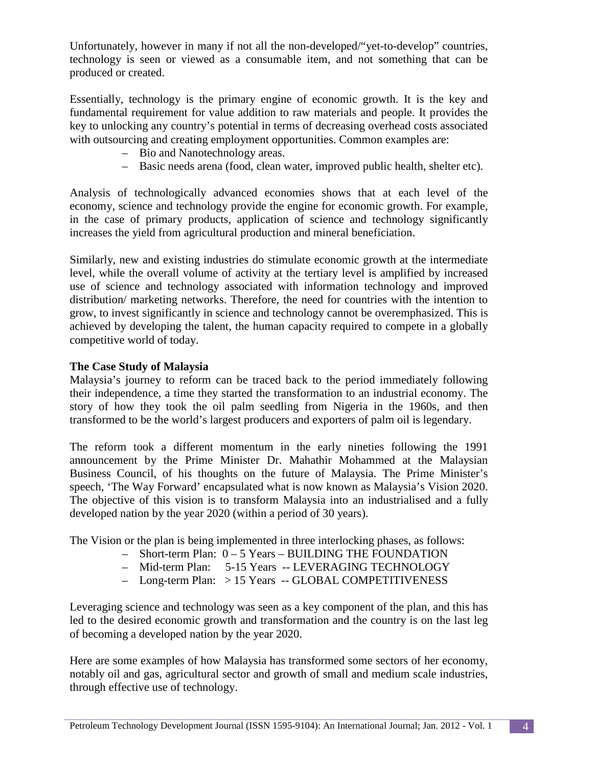Unfortunately, however in many if not all the non-developed/"yet-to-develop" countries, technology is seen or viewed as a consumable item, and not something that can be produced or created.

Essentially, technology is the primary engine of economic growth. It is the key and fundamental requirement for value addition to raw materials and people. It provides the key to unlocking any country's potential in terms of decreasing overhead costs associated with outsourcing and creating employment opportunities. Common examples are:

- Bio and Nanotechnology areas.
- Basic needs arena (food, clean water, improved public health, shelter etc).

Analysis of technologically advanced economies shows that at each level of the economy, science and technology provide the engine for economic growth. For example, in the case of primary products, application of science and technology significantly increases the yield from agricultural production and mineral beneficiation.

Similarly, new and existing industries do stimulate economic growth at the intermediate level, while the overall volume of activity at the tertiary level is amplified by increased use of science and technology associated with information technology and improved distribution/ marketing networks. Therefore, the need for countries with the intention to grow, to invest significantly in science and technology cannot be overemphasized. This is achieved by developing the talent, the human capacity required to compete in a globally competitive world of today.

**The Case Study of Malaysia**

Malaysia's journey to reform can be traced back to the period immediately following their independence, a time they started the transformation to an industrial economy. The story of how they took the oil palm seedling from Nigeria in the 1960s, and then transformed to be the world's largest producers and exporters of palm oil is legendary.

The reform took a different momentum in the early nineties following the 1991 announcement by the Prime Minister Dr. Mahathir Mohammed at the Malaysian Business Council, of his thoughts on the future of Malaysia. The Prime Minister's speech, 'The Way Forward' encapsulated what is now known as Malaysia's Vision 2020. The objective of this vision is to transform Malaysia into an industrialised and a fully developed nation by the year 2020 (within a period of 30 years).

The Vision or the plan is being implemented in three interlocking phases, as follows:

- Short-term Plan: 0 – 5 Years – BUILDING THE FOUNDATION
- Mid-term Plan: 5-15 Years -- LEVERAGING TECHNOLOGY
- Long-term Plan: > 15 Years -- GLOBAL COMPETITIVENESS

Leveraging science and technology was seen as a key component of the plan, and this has led to the desired economic growth and transformation and the country is on the last leg of becoming a developed nation by the year 2020.

Here are some examples of how Malaysia has transformed some sectors of her economy, notably oil and gas, agricultural sector and growth of small and medium scale industries, through effective use of technology.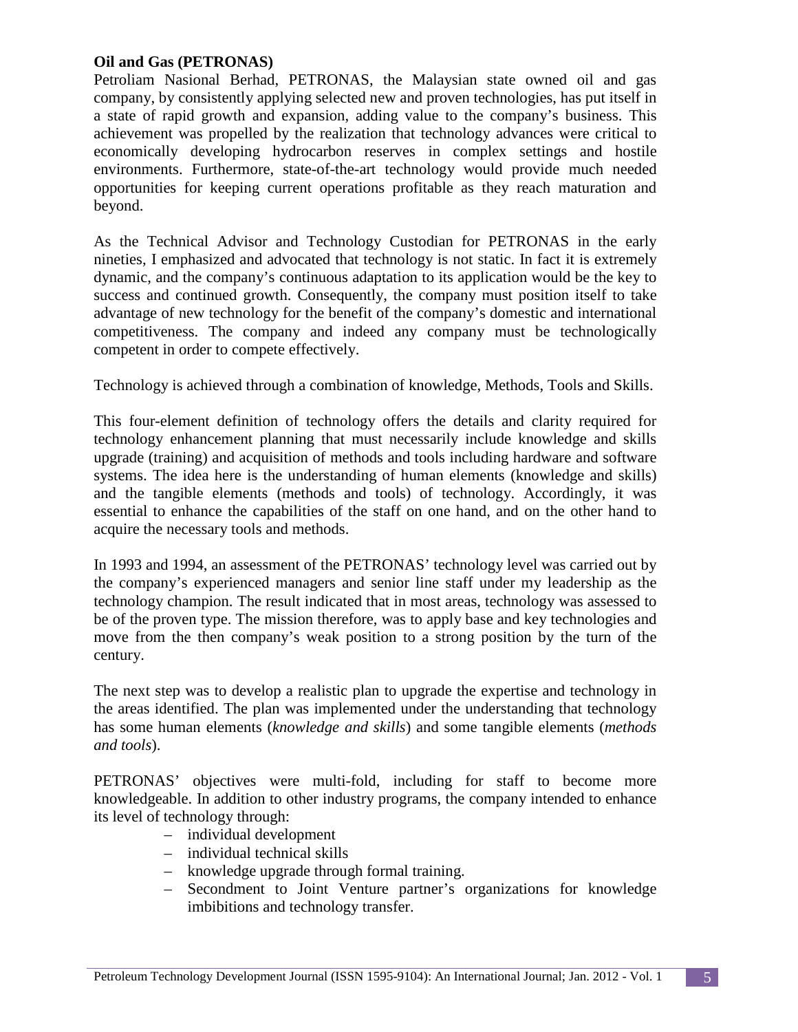**Oil and Gas (PETRONAS)**

Petroliam Nasional Berhad, PETRONAS, the Malaysian state owned oil and gas company, by consistently applying selected new and proven technologies, has put itself in a state of rapid growth and expansion, adding value to the company's business. This achievement was propelled by the realization that technology advances were critical to economically developing hydrocarbon reserves in complex settings and hostile environments. Furthermore, state-of-the-art technology would provide much needed opportunities for keeping current operations profitable as they reach maturation and beyond.

As the Technical Advisor and Technology Custodian for PETRONAS in the early nineties, I emphasized and advocated that technology is not static. In fact it is extremely dynamic, and the company's continuous adaptation to its application would be the key to success and continued growth. Consequently, the company must position itself to take advantage of new technology for the benefit of the company's domestic and international competitiveness. The company and indeed any company must be technologically competent in order to compete effectively.

Technology is achieved through a combination of knowledge, Methods, Tools and Skills.

This four-element definition of technology offers the details and clarity required for technology enhancement planning that must necessarily include knowledge and skills upgrade (training) and acquisition of methods and tools including hardware and software systems. The idea here is the understanding of human elements (knowledge and skills) and the tangible elements (methods and tools) of technology. Accordingly, it was essential to enhance the capabilities of the staff on one hand, and on the other hand to acquire the necessary tools and methods.

In 1993 and 1994, an assessment of the PETRONAS' technology level was carried out by the company's experienced managers and senior line staff under my leadership as the technology champion. The result indicated that in most areas, technology was assessed to be of the proven type. The mission therefore, was to apply base and key technologies and move from the then company's weak position to a strong position by the turn of the century.

The next step was to develop a realistic plan to upgrade the expertise and technology in the areas identified. The plan was implemented under the understanding that technology has some human elements (*knowledge and skills*) and some tangible elements (*methods and tools*).

PETRONAS' objectives were multi-fold, including for staff to become more knowledgeable. In addition to other industry programs, the company intended to enhance its level of technology through:

- individual development
- individual technical skills
- knowledge upgrade through formal training.
- Secondment to Joint Venture partner's organizations for knowledge imbibitions and technology transfer.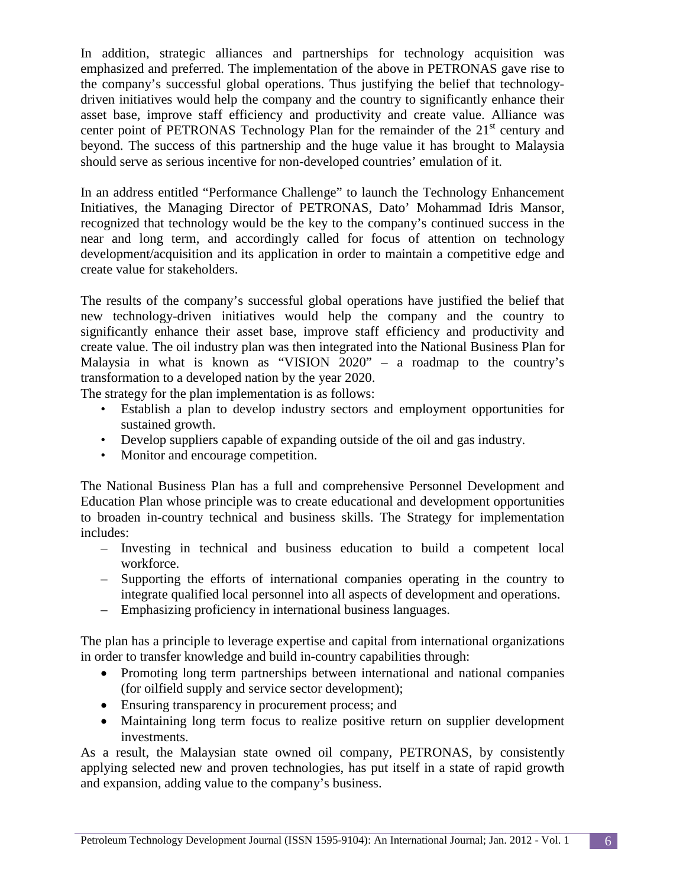In addition, strategic alliances and partnerships for technology acquisition was emphasized and preferred. The implementation of the above in PETRONAS gave rise to the company's successful global operations. Thus justifying the belief that technology-driven initiatives would help the company and the country to significantly enhance their asset base, improve staff efficiency and productivity and create value. Alliance was center point of PETRONAS Technology Plan for the remainder of the $21^{st}$ century and beyond. The success of this partnership and the huge value it has brought to Malaysia should serve as serious incentive for non-developed countries' emulation of it.

In an address entitled "Performance Challenge" to launch the Technology Enhancement Initiatives, the Managing Director of PETRONAS, Dato' Mohammad Idris Mansor, recognized that technology would be the key to the company's continued success in the near and long term, and accordingly called for focus of attention on technology development/acquisition and its application in order to maintain a competitive edge and create value for stakeholders.

The results of the company's successful global operations have justified the belief that new technology-driven initiatives would help the company and the country to significantly enhance their asset base, improve staff efficiency and productivity and create value. The oil industry plan was then integrated into the National Business Plan for Malaysia in what is known as "VISION 2020" – a roadmap to the country's transformation to a developed nation by the year 2020.

The strategy for the plan implementation is as follows:

- Establish a plan to develop industry sectors and employment opportunities for sustained growth.
- Develop suppliers capable of expanding outside of the oil and gas industry.
- Monitor and encourage competition.

The National Business Plan has a full and comprehensive Personnel Development and Education Plan whose principle was to create educational and development opportunities to broaden in-country technical and business skills. The Strategy for implementation includes:

- Investing in technical and business education to build a competent local workforce.
- Supporting the efforts of international companies operating in the country to integrate qualified local personnel into all aspects of development and operations.
- Emphasizing proficiency in international business languages.

The plan has a principle to leverage expertise and capital from international organizations in order to transfer knowledge and build in-country capabilities through:

- Promoting long term partnerships between international and national companies (for oilfield supply and service sector development);
- Ensuring transparency in procurement process; and
- Maintaining long term focus to realize positive return on supplier development investments.

As a result, the Malaysian state owned oil company, PETRONAS, by consistently applying selected new and proven technologies, has put itself in a state of rapid growth and expansion, adding value to the company's business.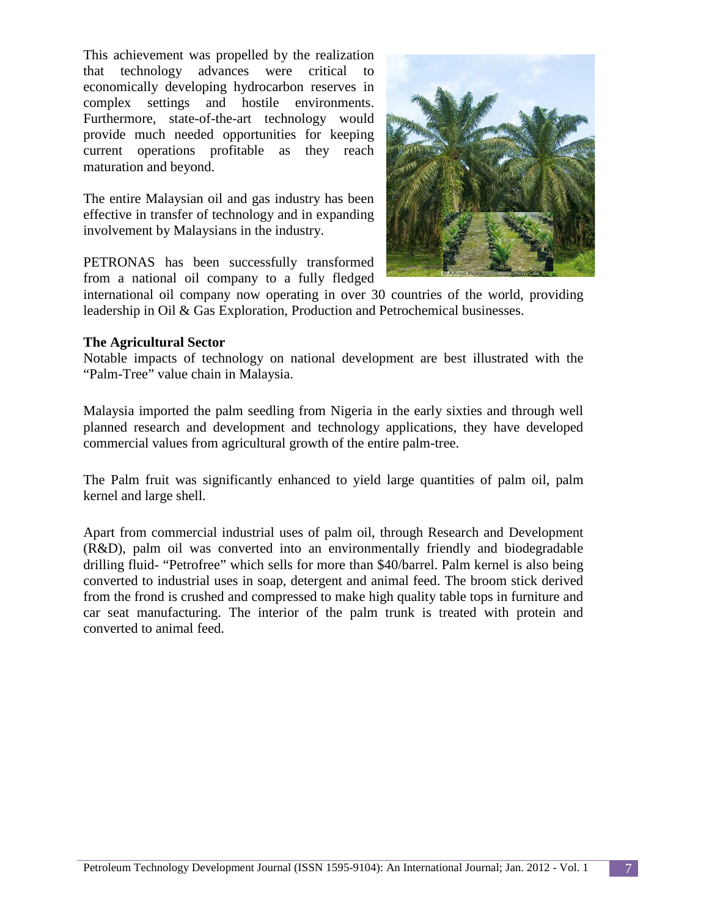This achievement was propelled by the realization that technology advances were critical to economically developing hydrocarbon reserves in complex settings and hostile environments. Furthermore, state-of-the-art technology would provide much needed opportunities for keeping current operations profitable as they reach maturation and beyond.

The entire Malaysian oil and gas industry has been effective in transfer of technology and in expanding involvement by Malaysians in the industry.

PETRONAS has been successfully transformed from a national oil company to a fully fledged international oil company now operating in over 30 countries of the world, providing leadership in Oil & Gas Exploration, Production and Petrochemical businesses.

**The Agricultural Sector**

Notable impacts of technology on national development are best illustrated with the "Palm-Tree" value chain in Malaysia.

Malaysia imported the palm seedling from Nigeria in the early sixties and through well planned research and development and technology applications, they have developed commercial values from agricultural growth of the entire palm-tree.

The Palm fruit was significantly enhanced to yield large quantities of palm oil, palm kernel and large shell.

Apart from commercial industrial uses of palm oil, through Research and Development (R&D), palm oil was converted into an environmentally friendly and biodegradable drilling fluid- "Petrofree" which sells for more than $40/barrel. Palm kernel is also being converted to industrial uses in soap, detergent and animal feed. The broom stick derived from the frond is crushed and compressed to make high quality table tops in furniture and car seat manufacturing. The interior of the palm trunk is treated with protein and converted to animal feed.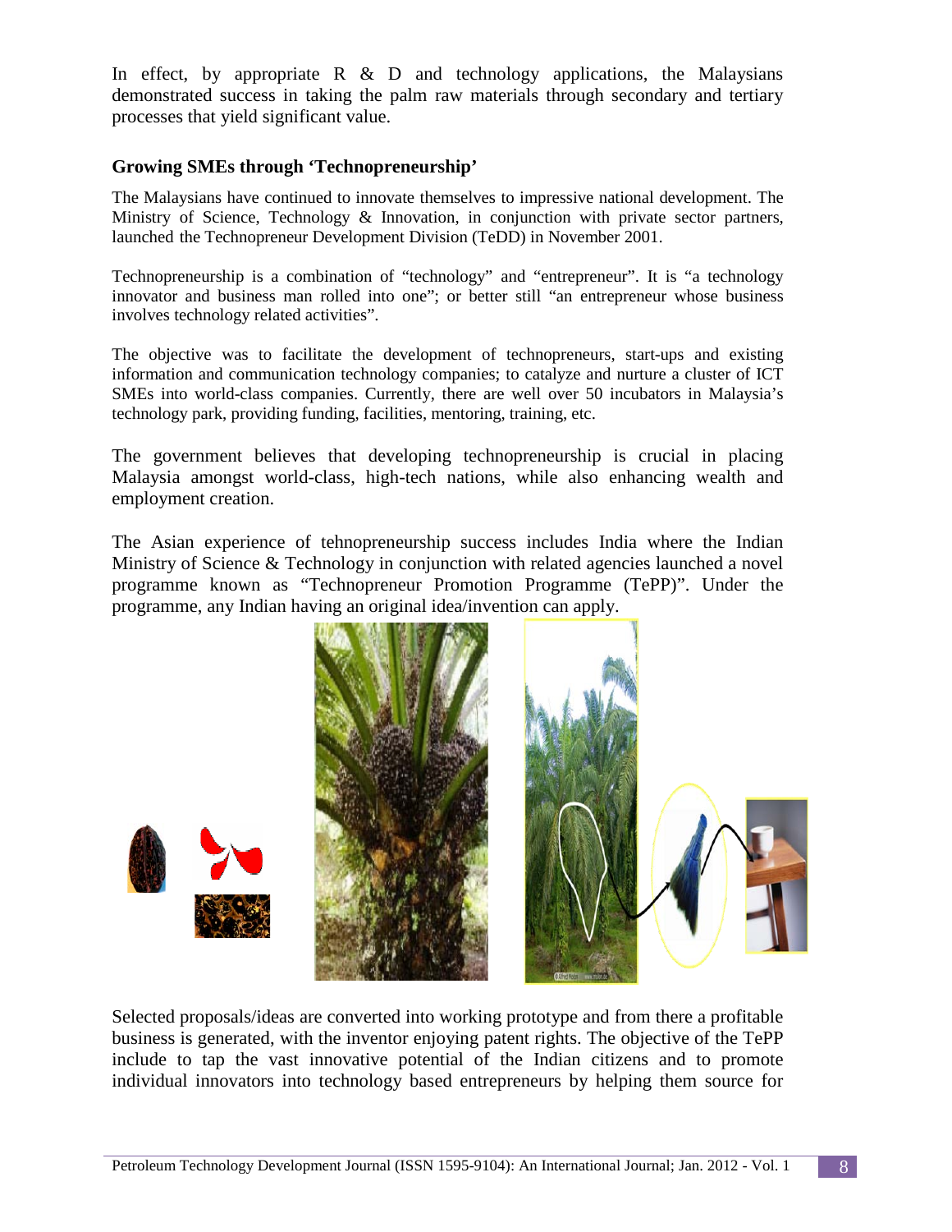In effect, by appropriate R & D and technology applications, the Malaysians demonstrated success in taking the palm raw materials through secondary and tertiary processes that yield significant value.

**Growing SMEs through 'Technopreneurship'**

The Malaysians have continued to innovate themselves to impressive national development. The Ministry of Science, Technology & Innovation, in conjunction with private sector partners, launched the Technopreneur Development Division (TeDD) in November 2001.

Technopreneurship is a combination of "technology" and "entrepreneur". It is "a technology innovator and business man rolled into one"; or better still "an entrepreneur whose business involves technology related activities".

The objective was to facilitate the development of technopreneurs, start-ups and existing information and communication technology companies; to catalyze and nurture a cluster of ICT SMEs into world-class companies. Currently, there are well over 50 incubators in Malaysia's technology park, providing funding, facilities, mentoring, training, etc.

The government believes that developing technopreneurship is crucial in placing Malaysia amongst world-class, high-tech nations, while also enhancing wealth and employment creation.

The Asian experience of tehnopreneurship success includes India where the Indian Ministry of Science & Technology in conjunction with related agencies launched a novel programme known as "Technopreneur Promotion Programme (TePP)". Under the programme, any Indian having an original idea/invention can apply.

Selected proposals/ideas are converted into working prototype and from there a profitable business is generated, with the inventor enjoying patent rights. The objective of the TePP include to tap the vast innovative potential of the Indian citizens and to promote individual innovators into technology based entrepreneurs by helping them source for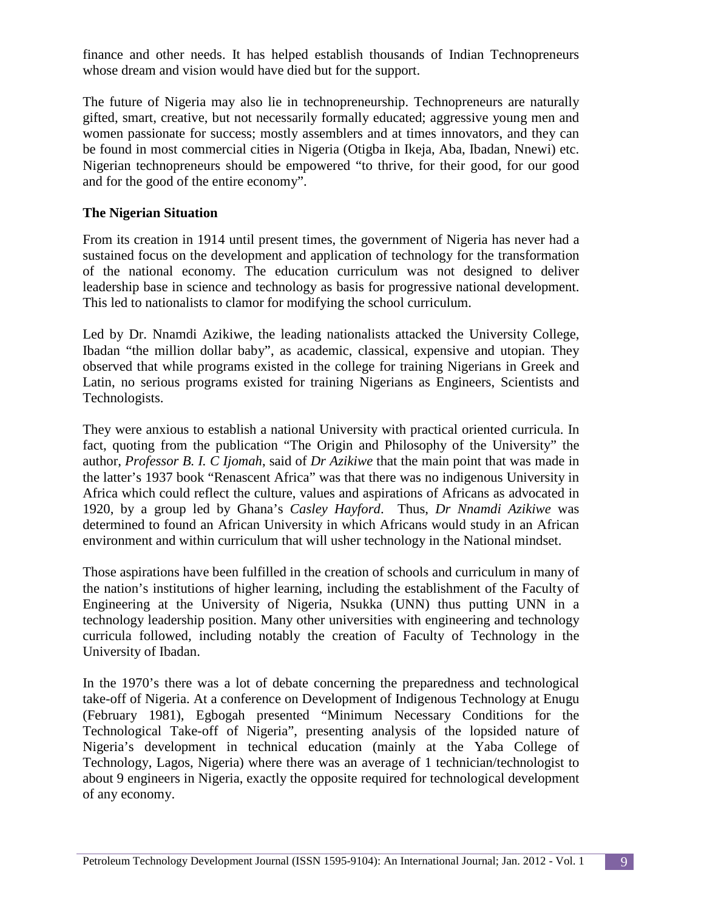finance and other needs. It has helped establish thousands of Indian Technopreneurs whose dream and vision would have died but for the support.

The future of Nigeria may also lie in technopreneurship. Technopreneurs are naturally gifted, smart, creative, but not necessarily formally educated; aggressive young men and women passionate for success; mostly assemblers and at times innovators, and they can be found in most commercial cities in Nigeria (Otigba in Ikeja, Aba, Ibadan, Nnewi) etc. Nigerian technopreneurs should be empowered "to thrive, for their good, for our good and for the good of the entire economy".

## The Nigerian Situation

From its creation in 1914 until present times, the government of Nigeria has never had a sustained focus on the development and application of technology for the transformation of the national economy. The education curriculum was not designed to deliver leadership base in science and technology as basis for progressive national development. This led to nationalists to clamor for modifying the school curriculum.

Led by Dr. Nnamdi Azikiwe, the leading nationalists attacked the University College, Ibadan "the million dollar baby", as academic, classical, expensive and utopian. They observed that while programs existed in the college for training Nigerians in Greek and Latin, no serious programs existed for training Nigerians as Engineers, Scientists and Technologists.

They were anxious to establish a national University with practical oriented curricula. In fact, quoting from the publication "The Origin and Philosophy of the University" the author, *Professor B. I. C Ijomah*, said of *Dr Azikiwe* that the main point that was made in the latter's 1937 book "Renascent Africa" was that there was no indigenous University in Africa which could reflect the culture, values and aspirations of Africans as advocated in 1920, by a group led by Ghana's *Casley Hayford*. Thus, *Dr Nnamdi Azikiwe* was determined to found an African University in which Africans would study in an African environment and within curriculum that will usher technology in the National mindset.

Those aspirations have been fulfilled in the creation of schools and curriculum in many of the nation's institutions of higher learning, including the establishment of the Faculty of Engineering at the University of Nigeria, Nsukka (UNN) thus putting UNN in a technology leadership position. Many other universities with engineering and technology curricula followed, including notably the creation of Faculty of Technology in the University of Ibadan.

In the 1970's there was a lot of debate concerning the preparedness and technological take-off of Nigeria. At a conference on Development of Indigenous Technology at Enugu (February 1981), Egbogah presented "Minimum Necessary Conditions for the Technological Take-off of Nigeria", presenting analysis of the lopsided nature of Nigeria's development in technical education (mainly at the Yaba College of Technology, Lagos, Nigeria) where there was an average of 1 technician/technologist to about 9 engineers in Nigeria, exactly the opposite required for technological development of any economy.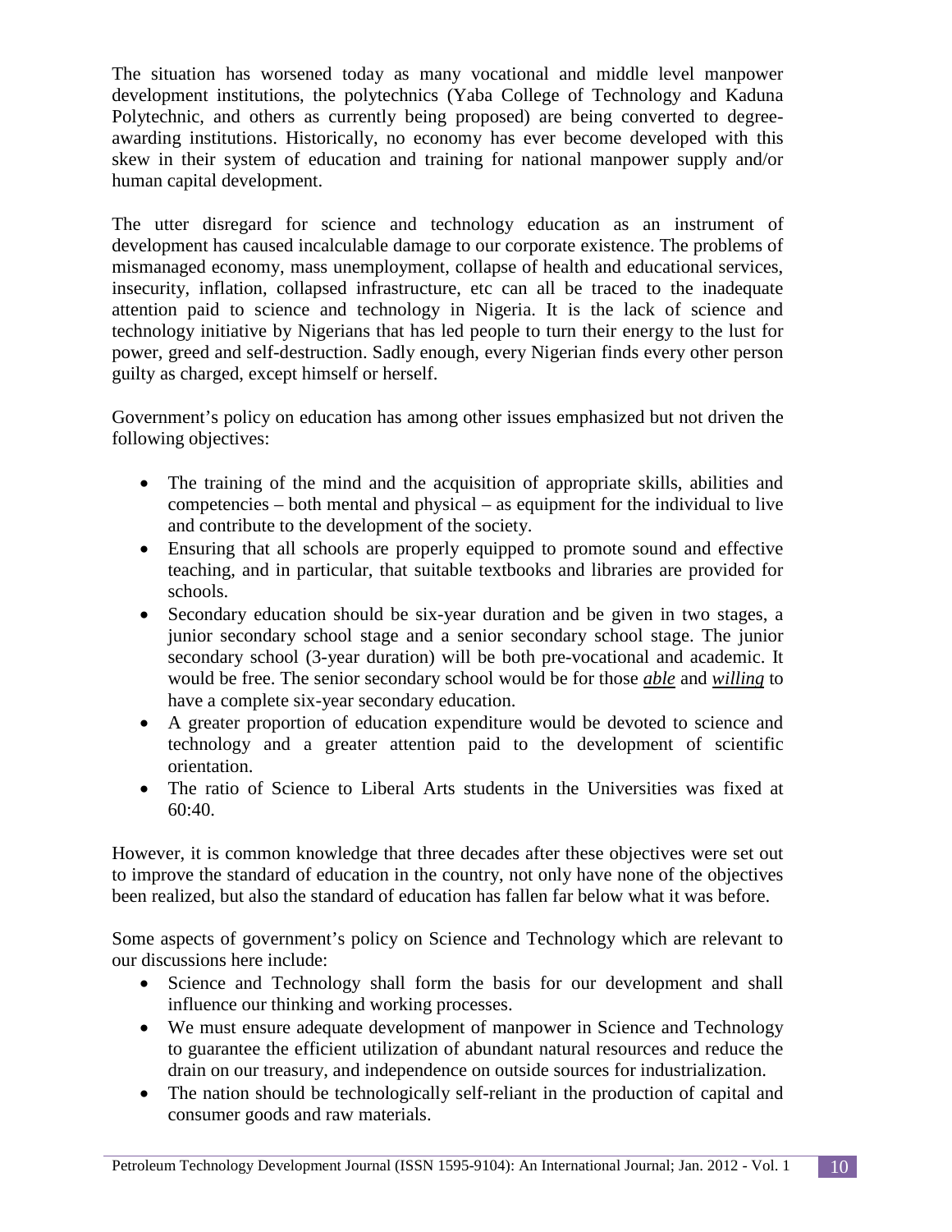The situation has worsened today as many vocational and middle level manpower development institutions, the polytechnics (Yaba College of Technology and Kaduna Polytechnic, and others as currently being proposed) are being converted to degree-awarding institutions. Historically, no economy has ever become developed with this skew in their system of education and training for national manpower supply and/or human capital development.

The utter disregard for science and technology education as an instrument of development has caused incalculable damage to our corporate existence. The problems of mismanaged economy, mass unemployment, collapse of health and educational services, insecurity, inflation, collapsed infrastructure, etc can all be traced to the inadequate attention paid to science and technology in Nigeria. It is the lack of science and technology initiative by Nigerians that has led people to turn their energy to the lust for power, greed and self-destruction. Sadly enough, every Nigerian finds every other person guilty as charged, except himself or herself.

Government's policy on education has among other issues emphasized but not driven the following objectives:

- The training of the mind and the acquisition of appropriate skills, abilities and competencies – both mental and physical – as equipment for the individual to live and contribute to the development of the society.
- Ensuring that all schools are properly equipped to promote sound and effective teaching, and in particular, that suitable textbooks and libraries are provided for schools.
- Secondary education should be six-year duration and be given in two stages, a junior secondary school stage and a senior secondary school stage. The junior secondary school (3-year duration) will be both pre-vocational and academic. It would be free. The senior secondary school would be for those ***able*** and ***willing*** to have a complete six-year secondary education.
- A greater proportion of education expenditure would be devoted to science and technology and a greater attention paid to the development of scientific orientation.
- The ratio of Science to Liberal Arts students in the Universities was fixed at 60:40.

However, it is common knowledge that three decades after these objectives were set out to improve the standard of education in the country, not only have none of the objectives been realized, but also the standard of education has fallen far below what it was before.

Some aspects of government's policy on Science and Technology which are relevant to our discussions here include:

- Science and Technology shall form the basis for our development and shall influence our thinking and working processes.
- We must ensure adequate development of manpower in Science and Technology to guarantee the efficient utilization of abundant natural resources and reduce the drain on our treasury, and independence on outside sources for industrialization.
- The nation should be technologically self-reliant in the production of capital and consumer goods and raw materials.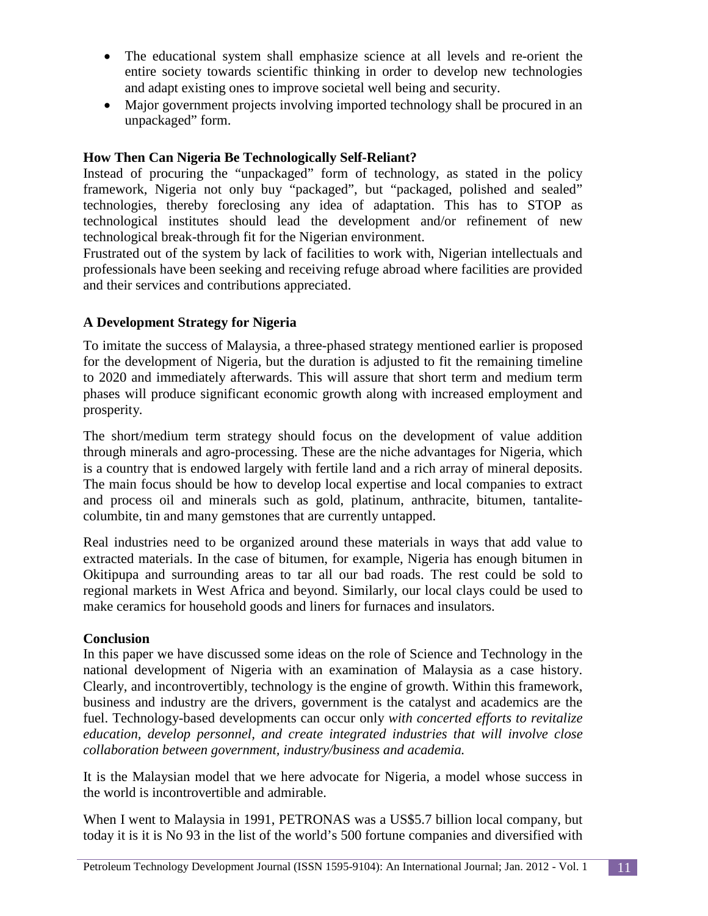- The educational system shall emphasize science at all levels and re-orient the entire society towards scientific thinking in order to develop new technologies and adapt existing ones to improve societal well being and security.
- Major government projects involving imported technology shall be procured in an unpackaged" form.

**How Then Can Nigeria Be Technologically Self-Reliant?**

Instead of procuring the "unpackaged" form of technology, as stated in the policy framework, Nigeria not only buy "packaged", but "packaged, polished and sealed" technologies, thereby foreclosing any idea of adaptation. This has to STOP as technological institutes should lead the development and/or refinement of new technological break-through fit for the Nigerian environment.

Frustrated out of the system by lack of facilities to work with, Nigerian intellectuals and professionals have been seeking and receiving refuge abroad where facilities are provided and their services and contributions appreciated.

**A Development Strategy for Nigeria**

To imitate the success of Malaysia, a three-phased strategy mentioned earlier is proposed for the development of Nigeria, but the duration is adjusted to fit the remaining timeline to 2020 and immediately afterwards. This will assure that short term and medium term phases will produce significant economic growth along with increased employment and prosperity.

The short/medium term strategy should focus on the development of value addition through minerals and agro-processing. These are the niche advantages for Nigeria, which is a country that is endowed largely with fertile land and a rich array of mineral deposits. The main focus should be how to develop local expertise and local companies to extract and process oil and minerals such as gold, platinum, anthracite, bitumen, tantalite-columbite, tin and many gemstones that are currently untapped.

Real industries need to be organized around these materials in ways that add value to extracted materials. In the case of bitumen, for example, Nigeria has enough bitumen in Okitipupa and surrounding areas to tar all our bad roads. The rest could be sold to regional markets in West Africa and beyond. Similarly, our local clays could be used to make ceramics for household goods and liners for furnaces and insulators.

**Conclusion**

In this paper we have discussed some ideas on the role of Science and Technology in the national development of Nigeria with an examination of Malaysia as a case history. Clearly, and incontrovertibly, technology is the engine of growth. Within this framework, business and industry are the drivers, government is the catalyst and academics are the fuel. Technology-based developments can occur only *with concerted efforts to revitalize education, develop personnel, and create integrated industries that will involve close collaboration between government, industry/business and academia.*

It is the Malaysian model that we here advocate for Nigeria, a model whose success in the world is incontrovertible and admirable.

When I went to Malaysia in 1991, PETRONAS was a US$5.7 billion local company, but today it is it is No 93 in the list of the world's 500 fortune companies and diversified with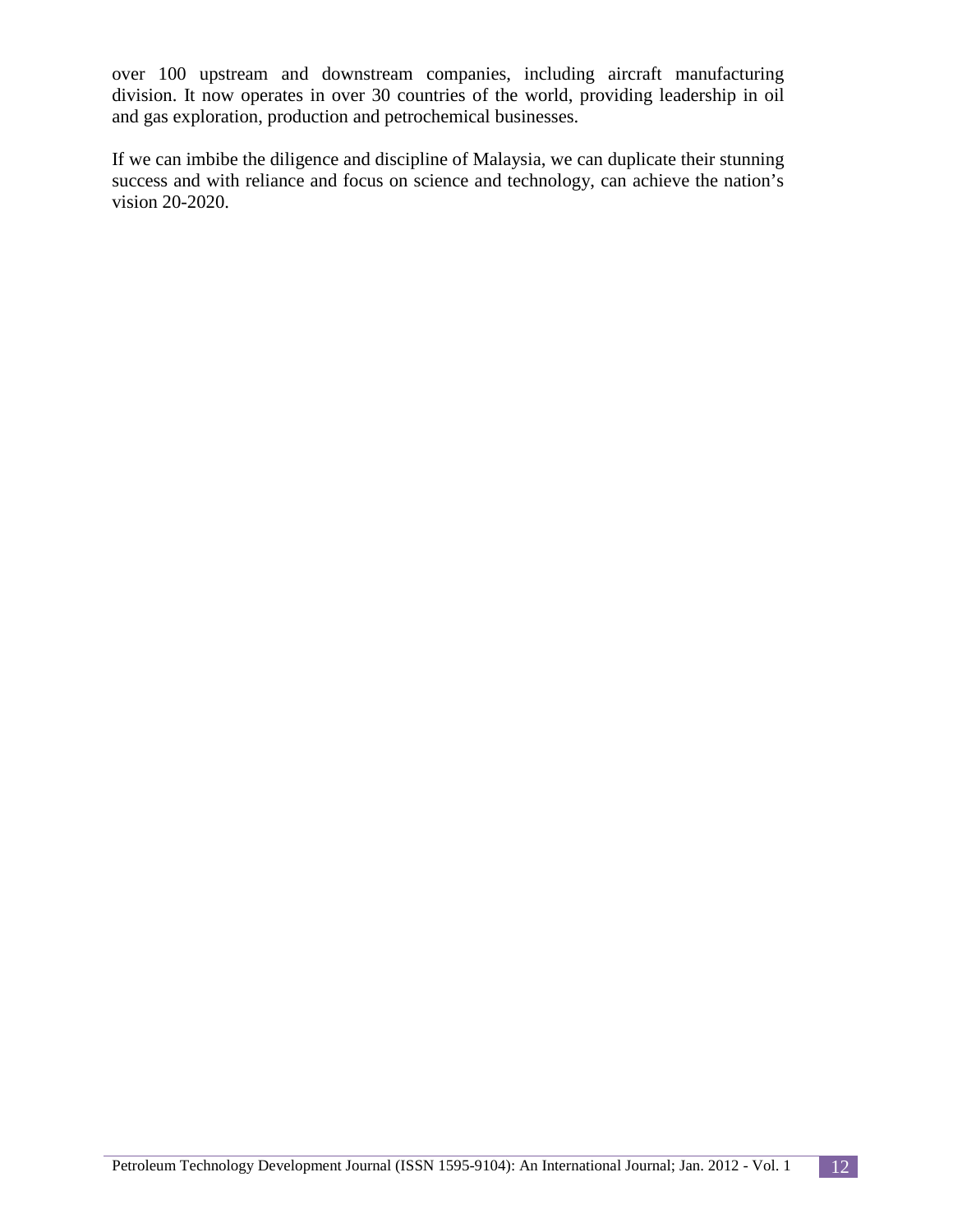over 100 upstream and downstream companies, including aircraft manufacturing division. It now operates in over 30 countries of the world, providing leadership in oil and gas exploration, production and petrochemical businesses.

If we can imbibe the diligence and discipline of Malaysia, we can duplicate their stunning success and with reliance and focus on science and technology, can achieve the nation's vision 20-2020.